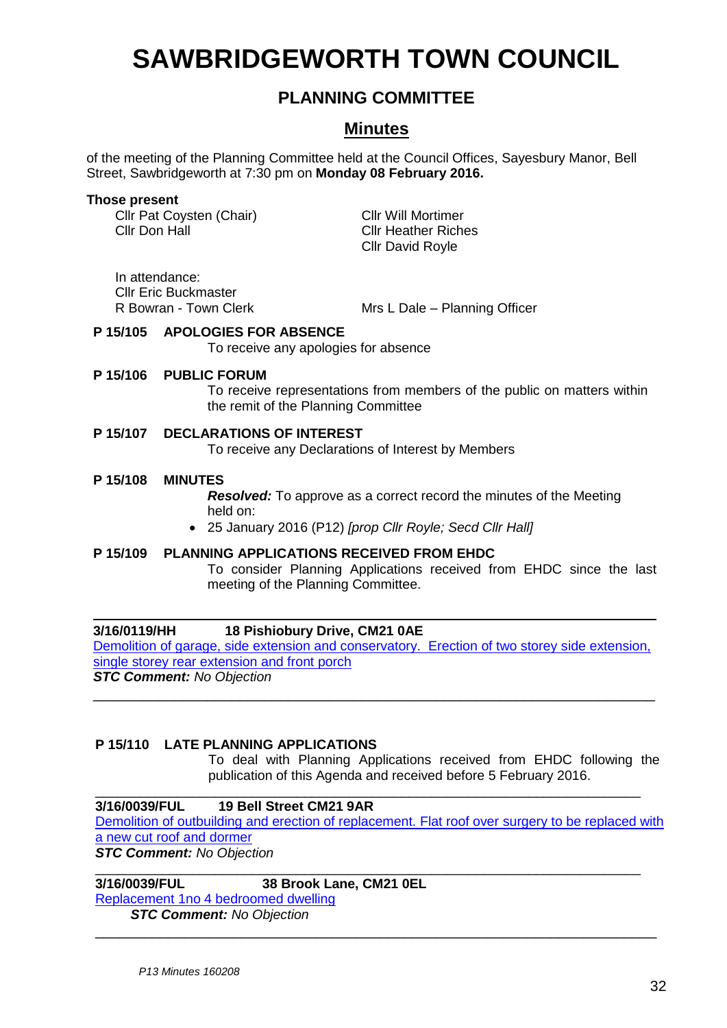# SAWBRIDGEWORTH TOWN COUNCIL

## PLANNING COMMITTEE

## Minutes

of the meeting of the Planning Committee held at the Council Offices, Sayesbury Manor, Bell Street, Sawbridgeworth at 7:30 pm on **Monday 08 February 2016.**

**Those present**

Cllr Pat Coysten (Chair)
Cllr Don Hall
Cllr Will Mortimer
Cllr Heather Riches
Cllr David Royle

In attendance:
Cllr Eric Buckmaster
R Bowran - Town Clerk
Mrs L Dale – Planning Officer

**P 15/105 APOLOGIES FOR ABSENCE**

To receive any apologies for absence

**P 15/106 PUBLIC FORUM**

To receive representations from members of the public on matters within the remit of the Planning Committee

**P 15/107 DECLARATIONS OF INTEREST**

To receive any Declarations of Interest by Members

**P 15/108 MINUTES**

***Resolved:*** To approve as a correct record the minutes of the Meeting held on:

- 25 January 2016 (P12) *[prop Cllr Royle; Secd Cllr Hall]*

**P 15/109 PLANNING APPLICATIONS RECEIVED FROM EHDC**

To consider Planning Applications received from EHDC since the last meeting of the Planning Committee.

---

**3/16/0119/HH 18 Pishiobury Drive, CM21 0AE**

Demolition of garage, side extension and conservatory. Erection of two storey side extension, single storey rear extension and front porch

***STC Comment:*** *No Objection*

---

**P 15/110 LATE PLANNING APPLICATIONS**

To deal with Planning Applications received from EHDC following the publication of this Agenda and received before 5 February 2016.

---

**3/16/0039/FUL 19 Bell Street CM21 9AR**

Demolition of outbuilding and erection of replacement. Flat roof over surgery to be replaced with a new cut roof and dormer

***STC Comment:*** *No Objection*

---

**3/16/0039/FUL 38 Brook Lane, CM21 0EL**

Replacement 1no 4 bedroomed dwelling

***STC Comment:*** *No Objection*

---

*P13 Minutes 160208*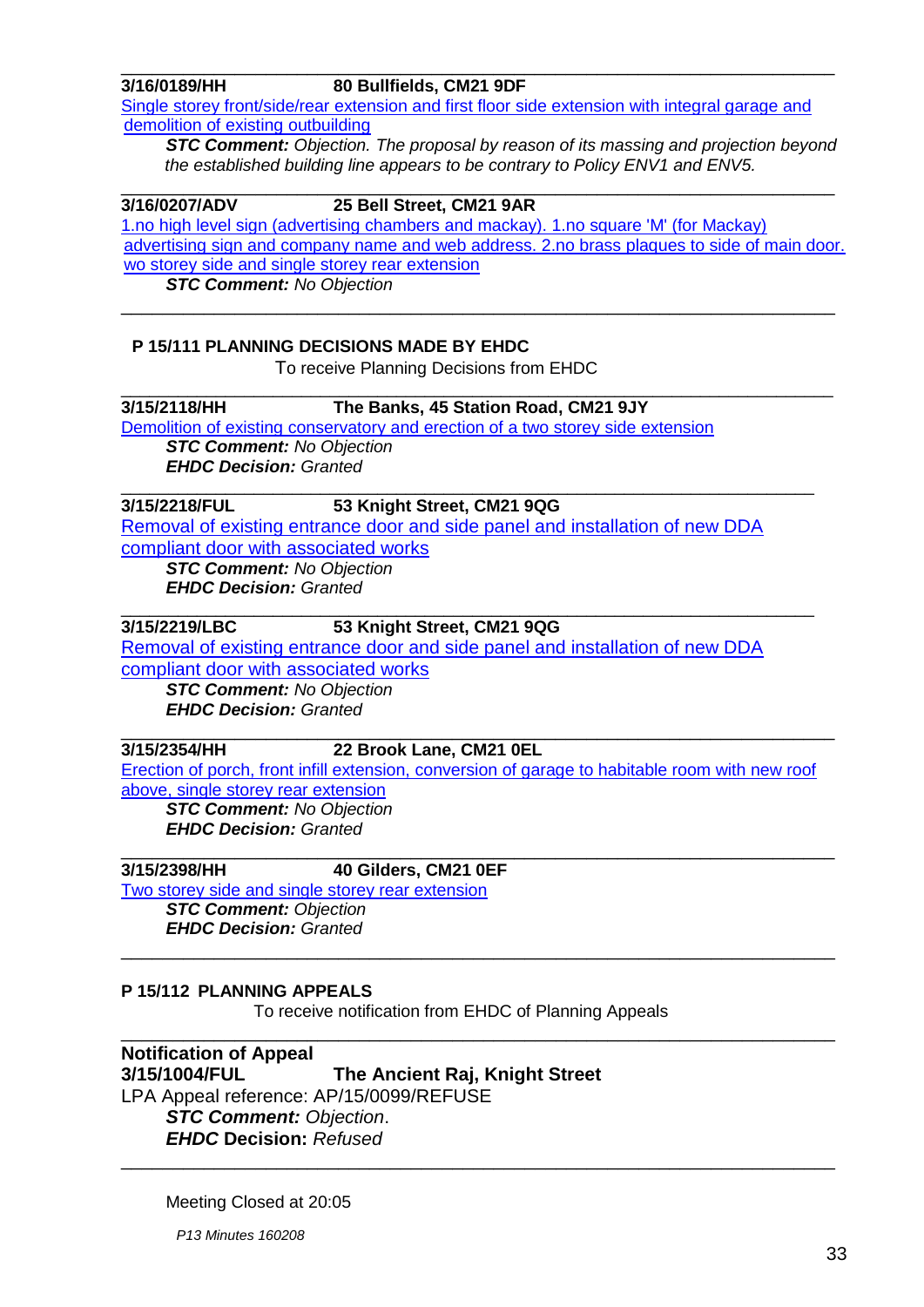---

**3/16/0189/HH** **80 Bullfields, CM21 9DF**

Single storey front/side/rear extension and first floor side extension with integral garage and demolition of existing outbuilding

***STC Comment:*** *Objection. The proposal by reason of its massing and projection beyond the established building line appears to be contrary to Policy ENV1 and ENV5.*

---

**3/16/0207/ADV** **25 Bell Street, CM21 9AR**

1.no high level sign (advertising chambers and mackay). 1.no square 'M' (for Mackay) advertising sign and company name and web address. 2.no brass plaques to side of main door. wo storey side and single storey rear extension

***STC Comment:*** *No Objection*

---

**P 15/111 PLANNING DECISIONS MADE BY EHDC**

To receive Planning Decisions from EHDC

---

**3/15/2118/HH** **The Banks, 45 Station Road, CM21 9JY**

Demolition of existing conservatory and erection of a two storey side extension

***STC Comment:*** *No Objection*
***EHDC Decision:*** *Granted*

---

**3/15/2218/FUL** **53 Knight Street, CM21 9QG**

Removal of existing entrance door and side panel and installation of new DDA compliant door with associated works

***STC Comment:*** *No Objection*
***EHDC Decision:*** *Granted*

---

**3/15/2219/LBC** **53 Knight Street, CM21 9QG**

Removal of existing entrance door and side panel and installation of new DDA compliant door with associated works

***STC Comment:*** *No Objection*
***EHDC Decision:*** *Granted*

---

**3/15/2354/HH** **22 Brook Lane, CM21 0EL**

Erection of porch, front infill extension, conversion of garage to habitable room with new roof above, single storey rear extension

***STC Comment:*** *No Objection*
***EHDC Decision:*** *Granted*

---

**3/15/2398/HH** **40 Gilders, CM21 0EF**

Two storey side and single storey rear extension

***STC Comment:*** *Objection*
***EHDC Decision:*** *Granted*

---

**P 15/112 PLANNING APPEALS**

To receive notification from EHDC of Planning Appeals

---

**Notification of Appeal**

**3/15/1004/FUL** **The Ancient Raj, Knight Street**

LPA Appeal reference: AP/15/0099/REFUSE

***STC Comment:*** *Objection*.
***EHDC* Decision:** *Refused*

---

Meeting Closed at 20:05

*P13 Minutes 160208*